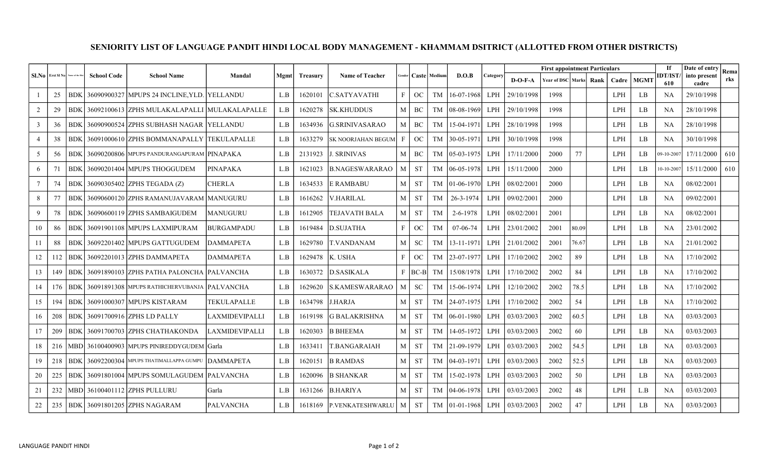# SENIORITY LIST OF LANGUAGE PANDIT HINDI LOCAL BODY MANAGEMENT - KHAMMAM DSITRICT (ALLOTTED FROM OTHER DISTRICTS)

| Sl.No | Erst Sl No | Name of the dist | School Code | School Name | Mandal | Mgmt | Treasury | Name of Teacher | Gender | Caste | Medium | D.O.B | Category | First appointment Particulars | | | | | | If IDT/IST/ 610 | Date of entry into present cadre | Remarks |
|---|---|---|---|---|---|---|---|---|---|---|---|---|---|---|---|---|---|---|---|---|---|---|
| | | | | | | | | | | | | | | D-O-F-A | Year of DSC | Marks | Rank | Cadre | MGMT | | | |
| 1 | 25 | BDK | 36090900327 | MPUPS 24 INCLINE,YLD. | YELLANDU | L.B | 1620101 | C.SATYAVATHI | F | OC | TM | 16-07-1968 | LPH | 29/10/1998 | 1998 | | | LPH | LB | NA | 29/10/1998 | |
| 2 | 29 | BDK | 36092100613 | ZPHS MULAKALAPALLI | MULAKALAPALLE | L.B | 1620278 | SK.KHUDDUS | M | BC | TM | 08-08-1969 | LPH | 29/10/1998 | 1998 | | | LPH | LB | NA | 28/10/1998 | |
| 3 | 36 | BDK | 36090900524 | ZPHS SUBHASH NAGAR | YELLANDU | L.B | 1634936 | G.SRINIVASARAO | M | BC | TM | 15-04-1971 | LPH | 28/10/1998 | 1998 | | | LPH | LB | NA | 28/10/1998 | |
| 4 | 38 | BDK | 36091000610 | ZPHS BOMMANAPALLY | TEKULAPALLE | L.B | 1633279 | SK NOORJAHAN BEGUM | F | OC | TM | 30-05-1971 | LPH | 30/10/1998 | 1998 | | | LPH | LB | NA | 30/10/1998 | |
| 5 | 56 | BDK | 36090200806 | MPUPS PANDURANGAPURAM | PINAPAKA | L.B | 2131923 | J. SRINIVAS | M | BC | TM | 05-03-1975 | LPH | 17/11/2000 | 2000 | 77 | | LPH | LB | 09-10-2007 | 17/11/2000 | 610 |
| 6 | 71 | BDK | 36090201404 | MPUPS THOGGUDEM | PINAPAKA | L.B | 1621023 | B.NAGESWARARAO | M | ST | TM | 06-05-1978 | LPH | 15/11/2000 | 2000 | | | LPH | LB | 10-10-2007 | 15/11/2000 | 610 |
| 7 | 74 | BDK | 36090305402 | ZPHS TEGADA (Z) | CHERLA | L.B | 1634533 | E RAMBABU | M | ST | TM | 01-06-1970 | LPH | 08/02/2001 | 2000 | | | LPH | LB | NA | 08/02/2001 | |
| 8 | 77 | BDK | 36090600120 | ZPHS RAMANUJAVARAM | MANUGURU | L.B | 1616262 | V.HARILAL | M | ST | TM | 26-3-1974 | LPH | 09/02/2001 | 2000 | | | LPH | LB | NA | 09/02/2001 | |
| 9 | 78 | BDK | 36090600119 | ZPHS SAMBAIGUDEM | MANUGURU | L.B | 1612905 | TEJAVATH BALA | M | ST | TM | 2-6-1978 | LPH | 08/02/2001 | 2001 | | | LPH | LB | NA | 08/02/2001 | |
| 10 | 86 | BDK | 36091901108 | MPUPS LAXMIPURAM | BURGAMPADU | L.B | 1619484 | D.SUJATHA | F | OC | TM | 07-06-74 | LPH | 23/01/2002 | 2001 | 80.09 | | LPH | LB | NA | 23/01/2002 | |
| 11 | 88 | BDK | 36092201402 | MPUPS GATTUGUDEM | DAMMAPETA | L.B | 1629780 | T.VANDANAM | M | SC | TM | 13-11-1971 | LPH | 21/01/2002 | 2001 | 76.67 | | LPH | LB | NA | 21/01/2002 | |
| 12 | 112 | BDK | 36092201013 | ZPHS DAMMAPETA | DAMMAPETA | L.B | 1629478 | K. USHA | F | OC | TM | 23-07-1977 | LPH | 17/10/2002 | 2002 | 89 | | LPH | LB | NA | 17/10/2002 | |
| 13 | 149 | BDK | 36091890103 | ZPHS PATHA PALONCHA | PALVANCHA | L.B | 1630372 | D.SASIKALA | F | BC-B | TM | 15/08/1978 | LPH | 17/10/2002 | 2002 | 84 | | LPH | LB | NA | 17/10/2002 | |
| 14 | 176 | BDK | 36091891308 | MPUPS RATHICHERVUBANJA | PALVANCHA | L.B | 1629620 | S.KAMESWARARAO | M | SC | TM | 15-06-1974 | LPH | 12/10/2002 | 2002 | 78.5 | | LPH | LB | NA | 17/10/2002 | |
| 15 | 194 | BDK | 36091000307 | MPUPS KISTARAM | TEKULAPALLE | L.B | 1634798 | J.HARJA | M | ST | TM | 24-07-1975 | LPH | 17/10/2002 | 2002 | 54 | | LPH | LB | NA | 17/10/2002 | |
| 16 | 208 | BDK | 36091700916 | ZPHS LD PALLY | LAXMIDEVIPALLI | L.B | 1619198 | G BALAKRISHNA | M | ST | TM | 06-01-1980 | LPH | 03/03/2003 | 2002 | 60.5 | | LPH | LB | NA | 03/03/2003 | |
| 17 | 209 | BDK | 36091700703 | ZPHS CHATHAKONDA | LAXMIDEVIPALLI | L.B | 1620303 | B BHEEMA | M | ST | TM | 14-05-1972 | LPH | 03/03/2003 | 2002 | 60 | | LPH | LB | NA | 03/03/2003 | |
| 18 | 216 | MBD | 36100400903 | MPUPS PINIREDDYGUDEM | Garla | L.B | 1633411 | T.BANGARAIAH | M | ST | TM | 21-09-1979 | LPH | 03/03/2003 | 2002 | 54.5 | | LPH | LB | NA | 03/03/2003 | |
| 19 | 218 | BDK | 36092200304 | MPUPS THATIMALLAPPA GUMPU | DAMMAPETA | L.B | 1620151 | B RAMDAS | M | ST | TM | 04-03-1971 | LPH | 03/03/2003 | 2002 | 52.5 | | LPH | LB | NA | 03/03/2003 | |
| 20 | 225 | BDK | 36091801004 | MPUPS SOMULAGUDEM | PALVANCHA | L.B | 1620096 | B SHANKAR | M | ST | TM | 15-02-1978 | LPH | 03/03/2003 | 2002 | 50 | | LPH | LB | NA | 03/03/2003 | |
| 21 | 232 | MBD | 36100401112 | ZPHS PULLURU | Garla | L.B | 1631266 | B.HARIYA | M | ST | TM | 04-06-1978 | LPH | 03/03/2003 | 2002 | 48 | | LPH | L.B | NA | 03/03/2003 | |
| 22 | 235 | BDK | 36091801205 | ZPHS NAGARAM | PALVANCHA | L.B | 1618169 | P.VENKATESHWARLU | M | ST | TM | 01-01-1968 | LPH | 03/03/2003 | 2002 | 47 | | LPH | LB | NA | 03/03/2003 | |

LANGUAGE PANDIT HINDI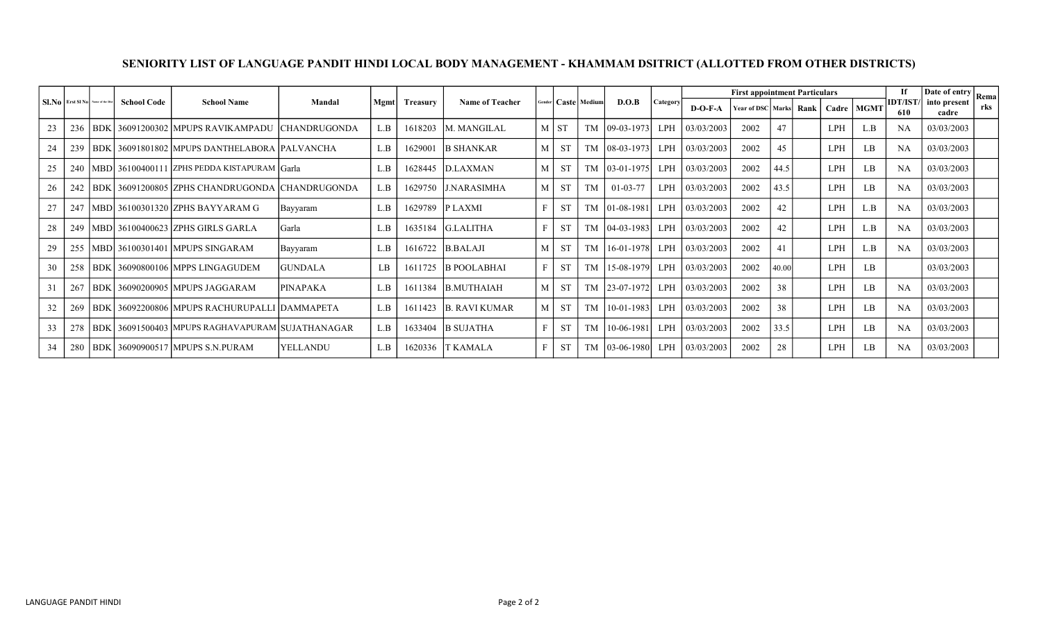**SENIORITY LIST OF LANGUAGE PANDIT HINDI LOCAL BODY MANAGEMENT - KHAMMAM DSITRICT (ALLOTTED FROM OTHER DISTRICTS)**

| Sl.No | Erst Sl No | Name of the dist | School Code | School Name | Mandal | Mgmt | Treasury | Name of Teacher | Gender | Caste | Medium | D.O.B | Category | First appointment Particulars | | | | | | If IDT/IST/ 610 | Date of entry into present cadre | Remarks |
|---|---|---|---|---|---|---|---|---|---|---|---|---|---|---|---|---|---|---|---|---|---|---|
| | | | | | | | | | | | | | | D-O-F-A | Year of DSC | Marks | Rank | Cadre | MGMT | | | |
| 23 | 236 | BDK | 36091200302 | MPUPS RAVIKAMPADU | CHANDRUGONDA | L.B | 1618203 | M. MANGILAL | M | ST | TM | 09-03-1973 | LPH | 03/03/2003 | 2002 | 47 | | LPH | L.B | NA | 03/03/2003 | |
| 24 | 239 | BDK | 36091801802 | MPUPS DANTHELABORA | PALVANCHA | L.B | 1629001 | B SHANKAR | M | ST | TM | 08-03-1973 | LPH | 03/03/2003 | 2002 | 45 | | LPH | LB | NA | 03/03/2003 | |
| 25 | 240 | MBD | 36100400111 | ZPHS PEDDA KISTAPURAM | Garla | L.B | 1628445 | D.LAXMAN | M | ST | TM | 03-01-1975 | LPH | 03/03/2003 | 2002 | 44.5 | | LPH | LB | NA | 03/03/2003 | |
| 26 | 242 | BDK | 36091200805 | ZPHS CHANDRUGONDA | CHANDRUGONDA | L.B | 1629750 | J.NARASIMHA | M | ST | TM | 01-03-77 | LPH | 03/03/2003 | 2002 | 43.5 | | LPH | LB | NA | 03/03/2003 | |
| 27 | 247 | MBD | 36100301320 | ZPHS BAYYARAM G | Bayyaram | L.B | 1629789 | P LAXMI | F | ST | TM | 01-08-1981 | LPH | 03/03/2003 | 2002 | 42 | | LPH | L.B | NA | 03/03/2003 | |
| 28 | 249 | MBD | 36100400623 | ZPHS GIRLS GARLA | Garla | L.B | 1635184 | G.LALITHA | F | ST | TM | 04-03-1983 | LPH | 03/03/2003 | 2002 | 42 | | LPH | L.B | NA | 03/03/2003 | |
| 29 | 255 | MBD | 36100301401 | MPUPS SINGARAM | Bayyaram | L.B | 1616722 | B.BALAJI | M | ST | TM | 16-01-1978 | LPH | 03/03/2003 | 2002 | 41 | | LPH | L.B | NA | 03/03/2003 | |
| 30 | 258 | BDK | 36090800106 | MPPS LINGAGUDEM | GUNDALA | LB | 1611725 | B POOLABHAI | F | ST | TM | 15-08-1979 | LPH | 03/03/2003 | 2002 | 40.00 | | LPH | LB | | 03/03/2003 | |
| 31 | 267 | BDK | 36090200905 | MPUPS JAGGARAM | PINAPAKA | L.B | 1611384 | B.MUTHAIAH | M | ST | TM | 23-07-1972 | LPH | 03/03/2003 | 2002 | 38 | | LPH | LB | NA | 03/03/2003 | |
| 32 | 269 | BDK | 36092200806 | MPUPS RACHURUPALLI | DAMMAPETA | L.B | 1611423 | B. RAVI KUMAR | M | ST | TM | 10-01-1983 | LPH | 03/03/2003 | 2002 | 38 | | LPH | LB | NA | 03/03/2003 | |
| 33 | 278 | BDK | 36091500403 | MPUPS RAGHAVAPURAM | SUJATHANAGAR | L.B | 1633404 | B SUJATHA | F | ST | TM | 10-06-1981 | LPH | 03/03/2003 | 2002 | 33.5 | | LPH | LB | NA | 03/03/2003 | |
| 34 | 280 | BDK | 36090900517 | MPUPS S.N.PURAM | YELLANDU | L.B | 1620336 | T KAMALA | F | ST | TM | 03-06-1980 | LPH | 03/03/2003 | 2002 | 28 | | LPH | LB | NA | 03/03/2003 | |